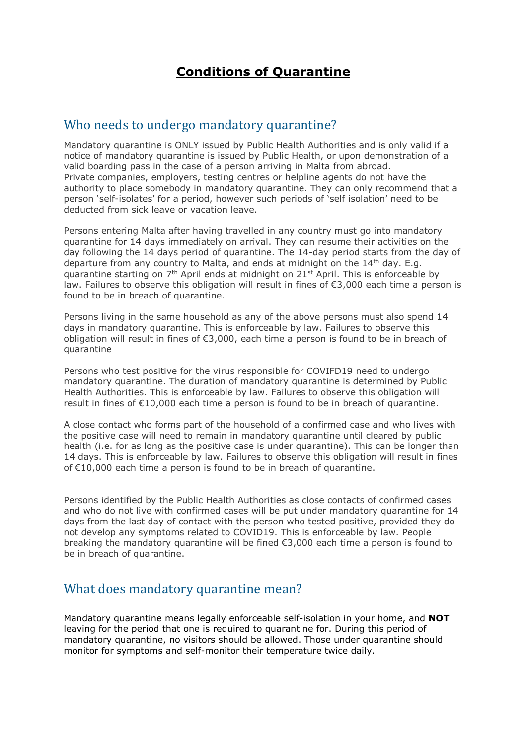# Conditions of Quarantine

## Who needs to undergo mandatory quarantine?

Mandatory quarantine is ONLY issued by Public Health Authorities and is only valid if a notice of mandatory quarantine is issued by Public Health, or upon demonstration of a valid boarding pass in the case of a person arriving in Malta from abroad.
Private companies, employers, testing centres or helpline agents do not have the authority to place somebody in mandatory quarantine. They can only recommend that a person 'self-isolates' for a period, however such periods of 'self isolation' need to be deducted from sick leave or vacation leave.

Persons entering Malta after having travelled in any country must go into mandatory quarantine for 14 days immediately on arrival. They can resume their activities on the day following the 14 days period of quarantine. The 14-day period starts from the day of departure from any country to Malta, and ends at midnight on the 14th day. E.g. quarantine starting on 7th April ends at midnight on 21st April. This is enforceable by law. Failures to observe this obligation will result in fines of €3,000 each time a person is found to be in breach of quarantine.

Persons living in the same household as any of the above persons must also spend 14 days in mandatory quarantine. This is enforceable by law. Failures to observe this obligation will result in fines of €3,000, each time a person is found to be in breach of quarantine

Persons who test positive for the virus responsible for COVIFD19 need to undergo mandatory quarantine. The duration of mandatory quarantine is determined by Public Health Authorities. This is enforceable by law. Failures to observe this obligation will result in fines of €10,000 each time a person is found to be in breach of quarantine.

A close contact who forms part of the household of a confirmed case and who lives with the positive case will need to remain in mandatory quarantine until cleared by public health (i.e. for as long as the positive case is under quarantine). This can be longer than 14 days. This is enforceable by law. Failures to observe this obligation will result in fines of €10,000 each time a person is found to be in breach of quarantine.

Persons identified by the Public Health Authorities as close contacts of confirmed cases and who do not live with confirmed cases will be put under mandatory quarantine for 14 days from the last day of contact with the person who tested positive, provided they do not develop any symptoms related to COVID19. This is enforceable by law. People breaking the mandatory quarantine will be fined €3,000 each time a person is found to be in breach of quarantine.

## What does mandatory quarantine mean?

Mandatory quarantine means legally enforceable self-isolation in your home, and **NOT** leaving for the period that one is required to quarantine for. During this period of mandatory quarantine, no visitors should be allowed. Those under quarantine should monitor for symptoms and self-monitor their temperature twice daily.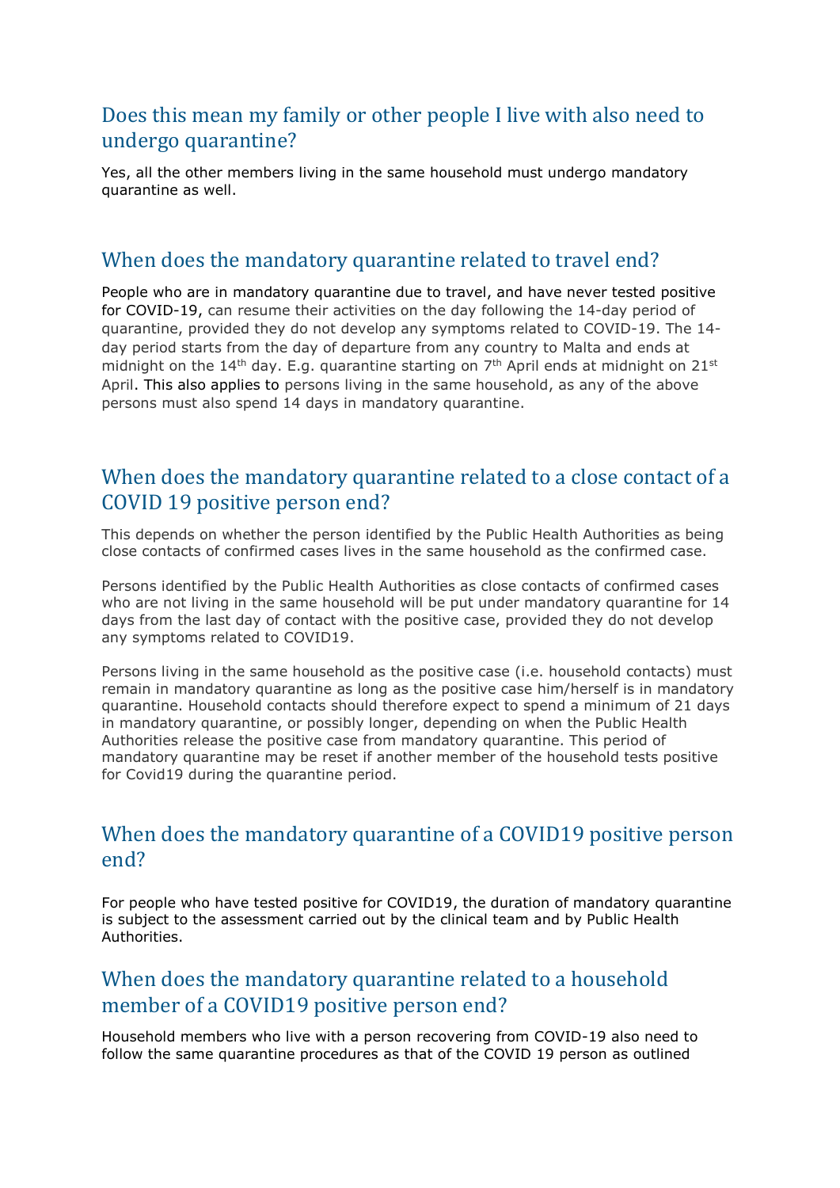## Does this mean my family or other people I live with also need to undergo quarantine?

Yes, all the other members living in the same household must undergo mandatory quarantine as well.

## When does the mandatory quarantine related to travel end?

People who are in mandatory quarantine due to travel, and have never tested positive for COVID-19, can resume their activities on the day following the 14-day period of quarantine, provided they do not develop any symptoms related to COVID-19. The 14-day period starts from the day of departure from any country to Malta and ends at midnight on the 14th day. E.g. quarantine starting on 7th April ends at midnight on 21st April. This also applies to persons living in the same household, as any of the above persons must also spend 14 days in mandatory quarantine.

## When does the mandatory quarantine related to a close contact of a COVID 19 positive person end?

This depends on whether the person identified by the Public Health Authorities as being close contacts of confirmed cases lives in the same household as the confirmed case.

Persons identified by the Public Health Authorities as close contacts of confirmed cases who are not living in the same household will be put under mandatory quarantine for 14 days from the last day of contact with the positive case, provided they do not develop any symptoms related to COVID19.

Persons living in the same household as the positive case (i.e. household contacts) must remain in mandatory quarantine as long as the positive case him/herself is in mandatory quarantine. Household contacts should therefore expect to spend a minimum of 21 days in mandatory quarantine, or possibly longer, depending on when the Public Health Authorities release the positive case from mandatory quarantine. This period of mandatory quarantine may be reset if another member of the household tests positive for Covid19 during the quarantine period.

## When does the mandatory quarantine of a COVID19 positive person end?

For people who have tested positive for COVID19, the duration of mandatory quarantine is subject to the assessment carried out by the clinical team and by Public Health Authorities.

## When does the mandatory quarantine related to a household member of a COVID19 positive person end?

Household members who live with a person recovering from COVID-19 also need to follow the same quarantine procedures as that of the COVID 19 person as outlined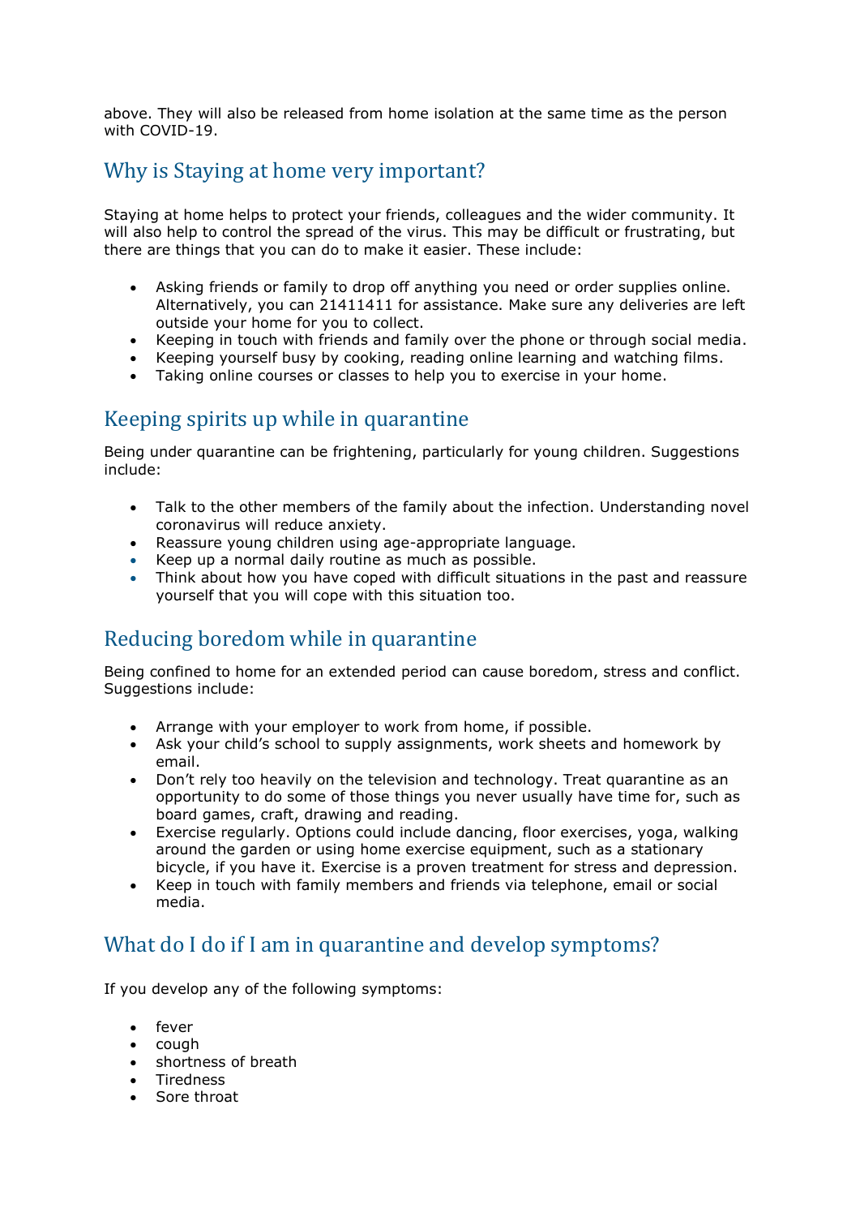above. They will also be released from home isolation at the same time as the person with COVID-19.

## Why is Staying at home very important?

Staying at home helps to protect your friends, colleagues and the wider community. It will also help to control the spread of the virus. This may be difficult or frustrating, but there are things that you can do to make it easier. These include:

- Asking friends or family to drop off anything you need or order supplies online. Alternatively, you can 21411411 for assistance. Make sure any deliveries are left outside your home for you to collect.
- Keeping in touch with friends and family over the phone or through social media.
- Keeping yourself busy by cooking, reading online learning and watching films.
- Taking online courses or classes to help you to exercise in your home.

## Keeping spirits up while in quarantine

Being under quarantine can be frightening, particularly for young children. Suggestions include:

- Talk to the other members of the family about the infection. Understanding novel coronavirus will reduce anxiety.
- Reassure young children using age-appropriate language.
- Keep up a normal daily routine as much as possible.
- Think about how you have coped with difficult situations in the past and reassure yourself that you will cope with this situation too.

## Reducing boredom while in quarantine

Being confined to home for an extended period can cause boredom, stress and conflict. Suggestions include:

- Arrange with your employer to work from home, if possible.
- Ask your child's school to supply assignments, work sheets and homework by email.
- Don't rely too heavily on the television and technology. Treat quarantine as an opportunity to do some of those things you never usually have time for, such as board games, craft, drawing and reading.
- Exercise regularly. Options could include dancing, floor exercises, yoga, walking around the garden or using home exercise equipment, such as a stationary bicycle, if you have it. Exercise is a proven treatment for stress and depression.
- Keep in touch with family members and friends via telephone, email or social media.

## What do I do if I am in quarantine and develop symptoms?

If you develop any of the following symptoms:

- fever
- cough
- shortness of breath
- Tiredness
- Sore throat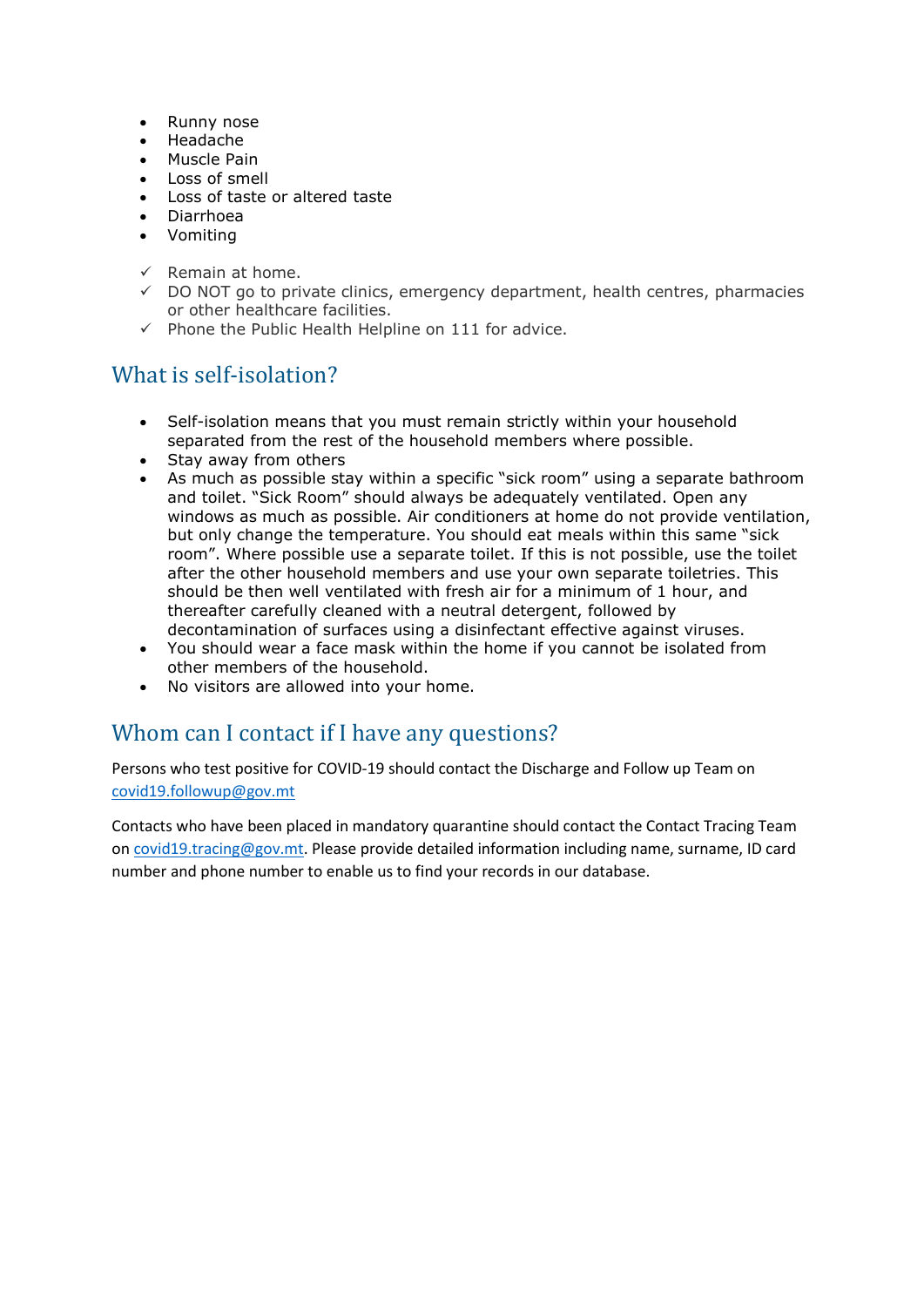- Runny nose
- Headache
- Muscle Pain
- Loss of smell
- Loss of taste or altered taste
- Diarrhoea
- Vomiting

✓ Remain at home.
✓ DO NOT go to private clinics, emergency department, health centres, pharmacies or other healthcare facilities.
✓ Phone the Public Health Helpline on 111 for advice.

## What is self-isolation?

- Self-isolation means that you must remain strictly within your household separated from the rest of the household members where possible.
- Stay away from others
- As much as possible stay within a specific "sick room" using a separate bathroom and toilet. "Sick Room" should always be adequately ventilated. Open any windows as much as possible. Air conditioners at home do not provide ventilation, but only change the temperature. You should eat meals within this same "sick room". Where possible use a separate toilet. If this is not possible, use the toilet after the other household members and use your own separate toiletries. This should be then well ventilated with fresh air for a minimum of 1 hour, and thereafter carefully cleaned with a neutral detergent, followed by decontamination of surfaces using a disinfectant effective against viruses.
- You should wear a face mask within the home if you cannot be isolated from other members of the household.
- No visitors are allowed into your home.

## Whom can I contact if I have any questions?

Persons who test positive for COVID-19 should contact the Discharge and Follow up Team on covid19.followup@gov.mt

Contacts who have been placed in mandatory quarantine should contact the Contact Tracing Team on covid19.tracing@gov.mt. Please provide detailed information including name, surname, ID card number and phone number to enable us to find your records in our database.